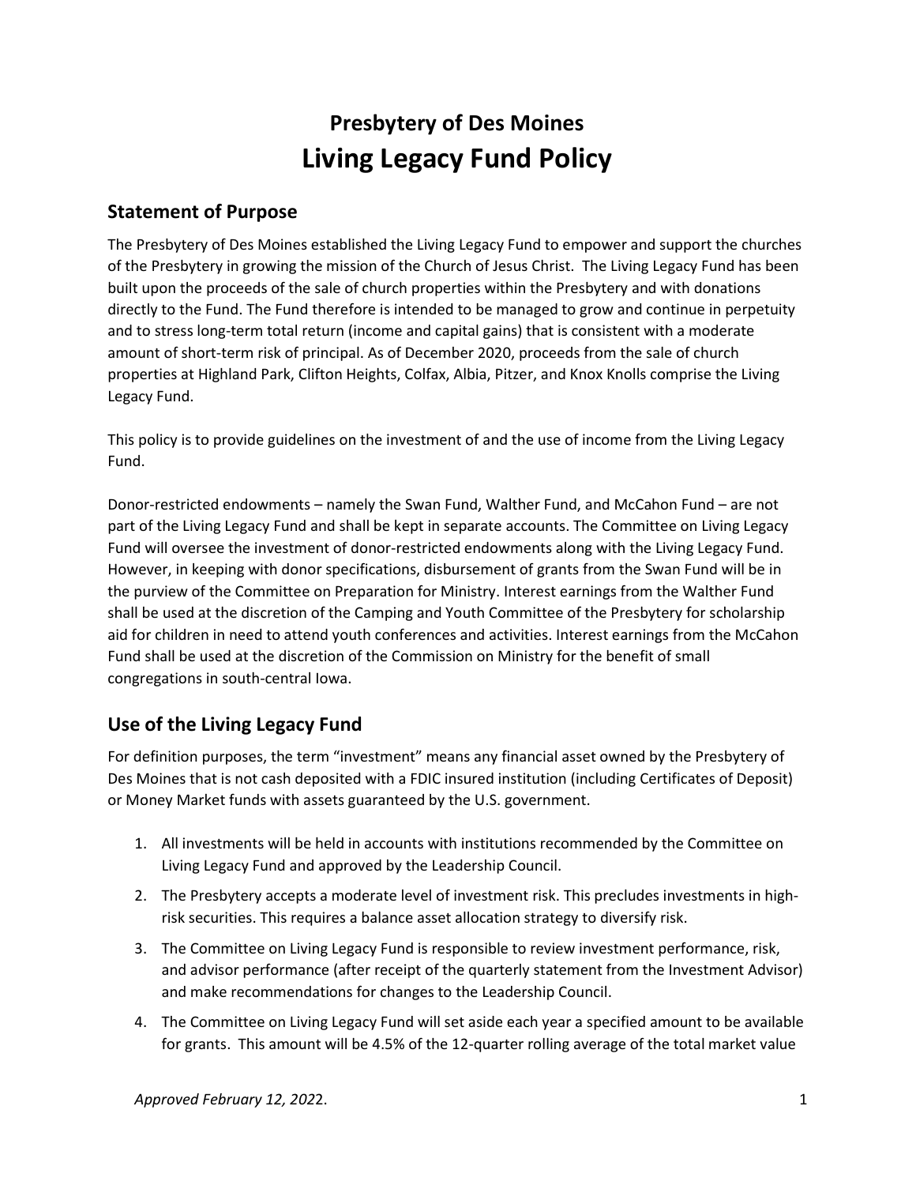# Presbytery of Des Moines
# Living Legacy Fund Policy

## Statement of Purpose

The Presbytery of Des Moines established the Living Legacy Fund to empower and support the churches of the Presbytery in growing the mission of the Church of Jesus Christ. The Living Legacy Fund has been built upon the proceeds of the sale of church properties within the Presbytery and with donations directly to the Fund. The Fund therefore is intended to be managed to grow and continue in perpetuity and to stress long-term total return (income and capital gains) that is consistent with a moderate amount of short-term risk of principal. As of December 2020, proceeds from the sale of church properties at Highland Park, Clifton Heights, Colfax, Albia, Pitzer, and Knox Knolls comprise the Living Legacy Fund.

This policy is to provide guidelines on the investment of and the use of income from the Living Legacy Fund.

Donor-restricted endowments – namely the Swan Fund, Walther Fund, and McCahon Fund – are not part of the Living Legacy Fund and shall be kept in separate accounts. The Committee on Living Legacy Fund will oversee the investment of donor-restricted endowments along with the Living Legacy Fund. However, in keeping with donor specifications, disbursement of grants from the Swan Fund will be in the purview of the Committee on Preparation for Ministry. Interest earnings from the Walther Fund shall be used at the discretion of the Camping and Youth Committee of the Presbytery for scholarship aid for children in need to attend youth conferences and activities. Interest earnings from the McCahon Fund shall be used at the discretion of the Commission on Ministry for the benefit of small congregations in south-central Iowa.

## Use of the Living Legacy Fund

For definition purposes, the term "investment" means any financial asset owned by the Presbytery of Des Moines that is not cash deposited with a FDIC insured institution (including Certificates of Deposit) or Money Market funds with assets guaranteed by the U.S. government.

1. All investments will be held in accounts with institutions recommended by the Committee on Living Legacy Fund and approved by the Leadership Council.
2. The Presbytery accepts a moderate level of investment risk. This precludes investments in high-risk securities. This requires a balance asset allocation strategy to diversify risk.
3. The Committee on Living Legacy Fund is responsible to review investment performance, risk, and advisor performance (after receipt of the quarterly statement from the Investment Advisor) and make recommendations for changes to the Leadership Council.
4. The Committee on Living Legacy Fund will set aside each year a specified amount to be available for grants. This amount will be 4.5% of the 12-quarter rolling average of the total market value

*Approved February 12, 2022.*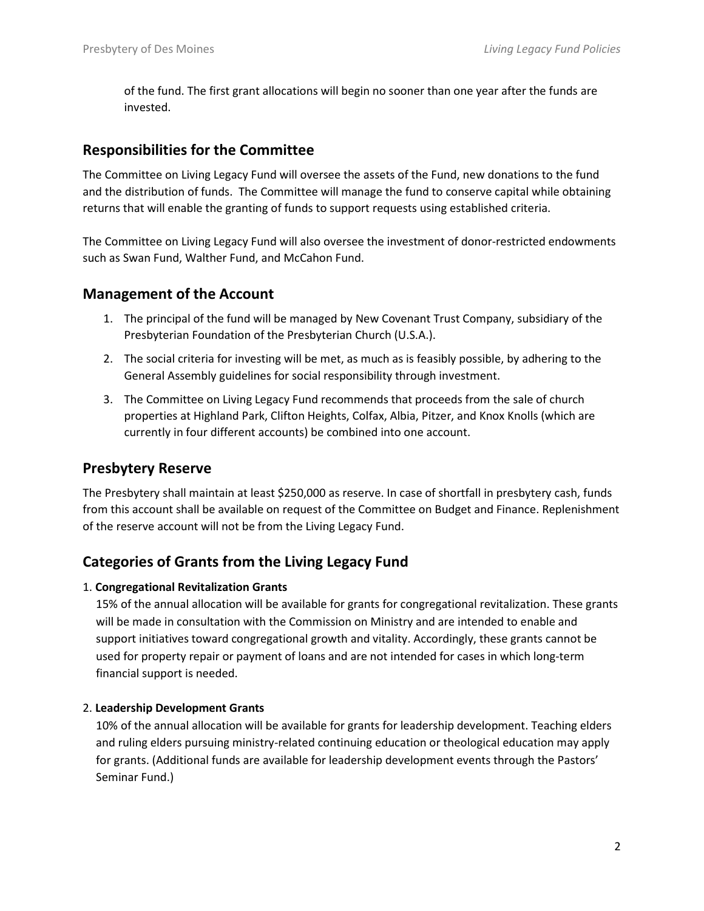of the fund. The first grant allocations will begin no sooner than one year after the funds are invested.

## Responsibilities for the Committee

The Committee on Living Legacy Fund will oversee the assets of the Fund, new donations to the fund and the distribution of funds. The Committee will manage the fund to conserve capital while obtaining returns that will enable the granting of funds to support requests using established criteria.

The Committee on Living Legacy Fund will also oversee the investment of donor-restricted endowments such as Swan Fund, Walther Fund, and McCahon Fund.

## Management of the Account

1. The principal of the fund will be managed by New Covenant Trust Company, subsidiary of the Presbyterian Foundation of the Presbyterian Church (U.S.A.).
2. The social criteria for investing will be met, as much as is feasibly possible, by adhering to the General Assembly guidelines for social responsibility through investment.
3. The Committee on Living Legacy Fund recommends that proceeds from the sale of church properties at Highland Park, Clifton Heights, Colfax, Albia, Pitzer, and Knox Knolls (which are currently in four different accounts) be combined into one account.

## Presbytery Reserve

The Presbytery shall maintain at least $250,000 as reserve. In case of shortfall in presbytery cash, funds from this account shall be available on request of the Committee on Budget and Finance. Replenishment of the reserve account will not be from the Living Legacy Fund.

## Categories of Grants from the Living Legacy Fund

1. **Congregational Revitalization Grants**

   15% of the annual allocation will be available for grants for congregational revitalization. These grants will be made in consultation with the Commission on Ministry and are intended to enable and support initiatives toward congregational growth and vitality. Accordingly, these grants cannot be used for property repair or payment of loans and are not intended for cases in which long-term financial support is needed.

2. **Leadership Development Grants**

   10% of the annual allocation will be available for grants for leadership development. Teaching elders and ruling elders pursuing ministry-related continuing education or theological education may apply for grants. (Additional funds are available for leadership development events through the Pastors' Seminar Fund.)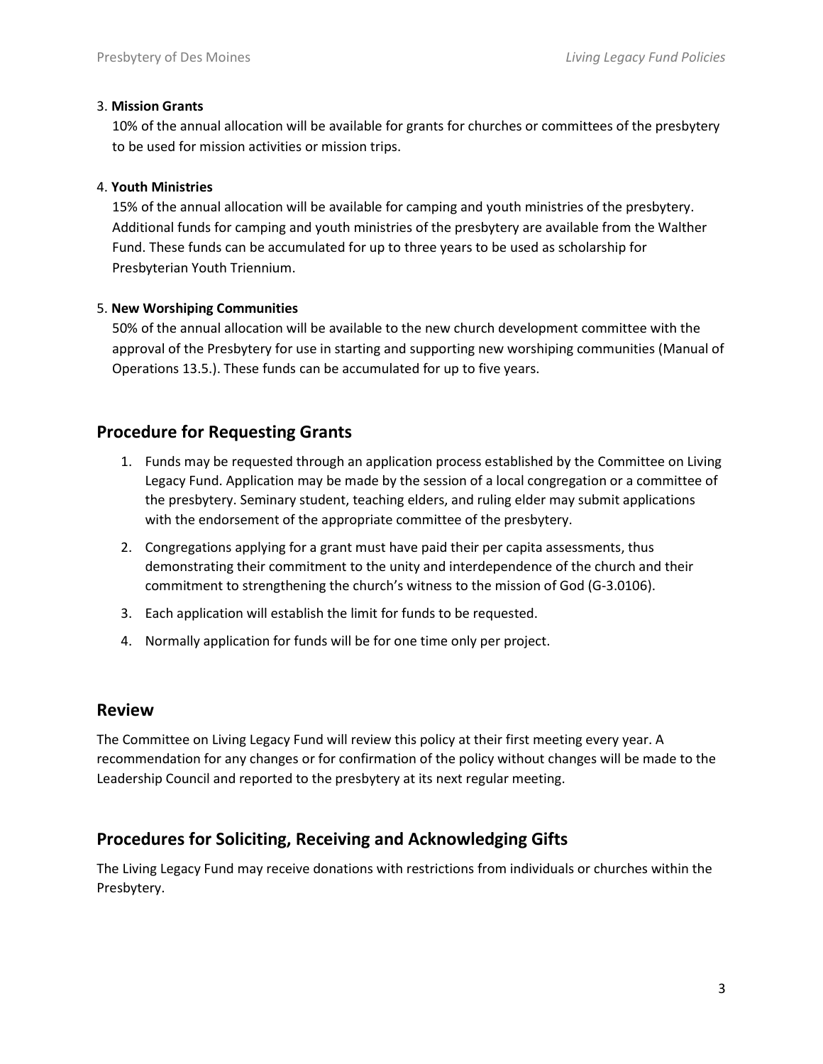3. **Mission Grants**

   10% of the annual allocation will be available for grants for churches or committees of the presbytery to be used for mission activities or mission trips.

4. **Youth Ministries**

   15% of the annual allocation will be available for camping and youth ministries of the presbytery. Additional funds for camping and youth ministries of the presbytery are available from the Walther Fund. These funds can be accumulated for up to three years to be used as scholarship for Presbyterian Youth Triennium.

5. **New Worshiping Communities**

   50% of the annual allocation will be available to the new church development committee with the approval of the Presbytery for use in starting and supporting new worshiping communities (Manual of Operations 13.5.). These funds can be accumulated for up to five years.

## Procedure for Requesting Grants

1. Funds may be requested through an application process established by the Committee on Living Legacy Fund. Application may be made by the session of a local congregation or a committee of the presbytery. Seminary student, teaching elders, and ruling elder may submit applications with the endorsement of the appropriate committee of the presbytery.
2. Congregations applying for a grant must have paid their per capita assessments, thus demonstrating their commitment to the unity and interdependence of the church and their commitment to strengthening the church's witness to the mission of God (G-3.0106).
3. Each application will establish the limit for funds to be requested.
4. Normally application for funds will be for one time only per project.

## Review

The Committee on Living Legacy Fund will review this policy at their first meeting every year. A recommendation for any changes or for confirmation of the policy without changes will be made to the Leadership Council and reported to the presbytery at its next regular meeting.

## Procedures for Soliciting, Receiving and Acknowledging Gifts

The Living Legacy Fund may receive donations with restrictions from individuals or churches within the Presbytery.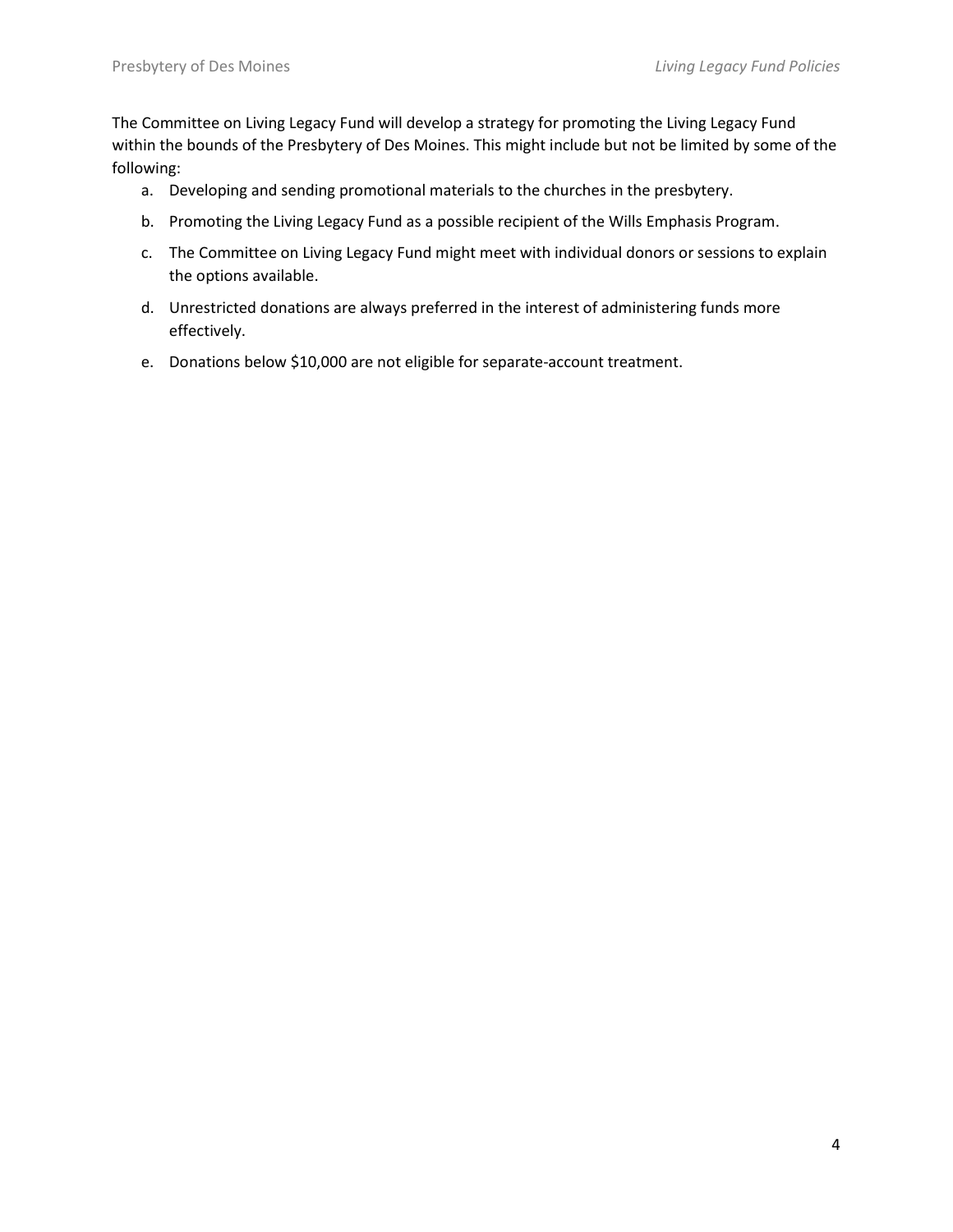The Committee on Living Legacy Fund will develop a strategy for promoting the Living Legacy Fund within the bounds of the Presbytery of Des Moines. This might include but not be limited by some of the following:

a. Developing and sending promotional materials to the churches in the presbytery.

b. Promoting the Living Legacy Fund as a possible recipient of the Wills Emphasis Program.

c. The Committee on Living Legacy Fund might meet with individual donors or sessions to explain the options available.

d. Unrestricted donations are always preferred in the interest of administering funds more effectively.

e. Donations below $10,000 are not eligible for separate-account treatment.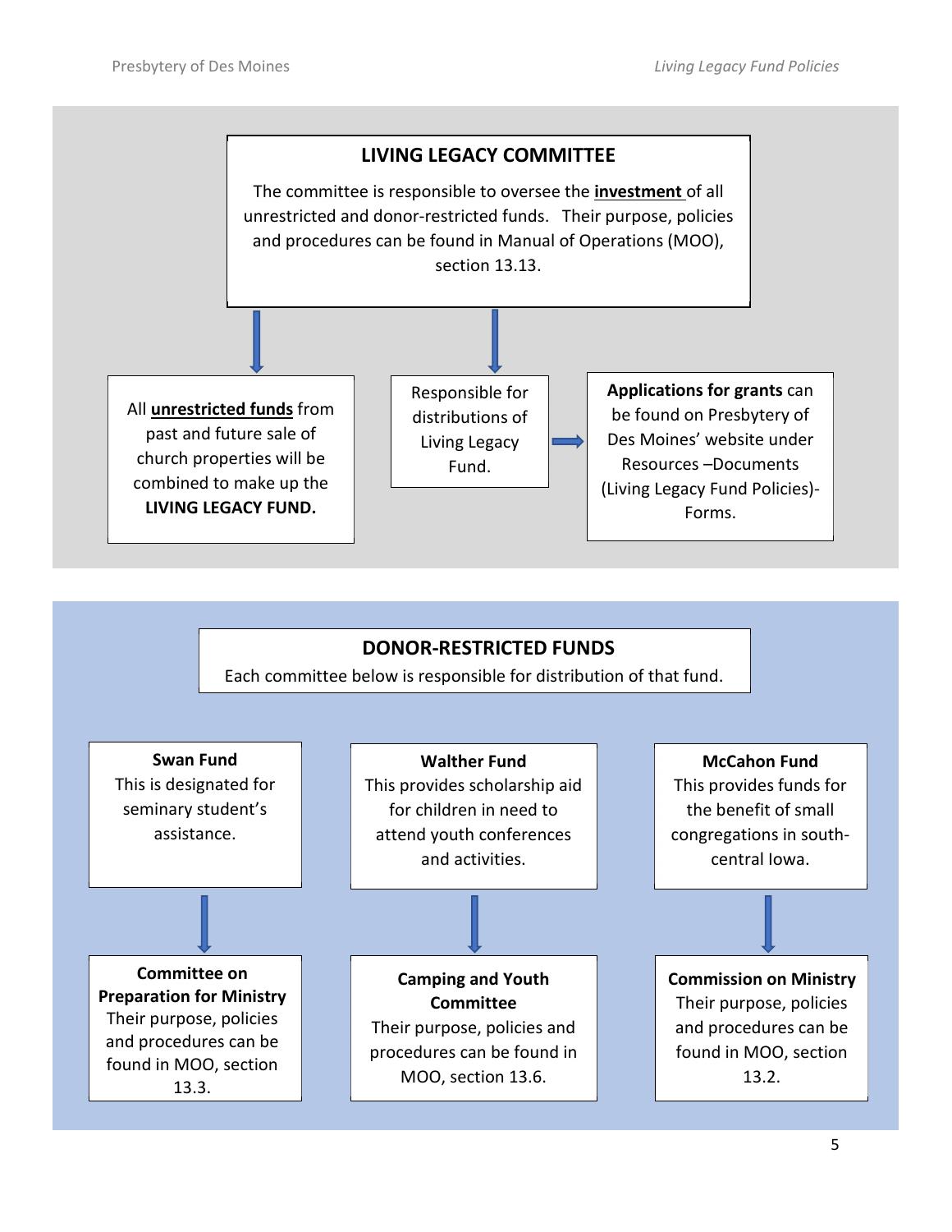## LIVING LEGACY COMMITTEE

The committee is responsible to oversee the **investment** of all unrestricted and donor-restricted funds. Their purpose, policies and procedures can be found in Manual of Operations (MOO), section 13.13.

All **unrestricted funds** from past and future sale of church properties will be combined to make up the **LIVING LEGACY FUND.**

Responsible for distributions of Living Legacy Fund.

**Applications for grants** can be found on Presbytery of Des Moines' website under Resources –Documents (Living Legacy Fund Policies)-Forms.

## DONOR-RESTRICTED FUNDS

Each committee below is responsible for distribution of that fund.

**Swan Fund**
This is designated for seminary student's assistance.

**Committee on Preparation for Ministry**
Their purpose, policies and procedures can be found in MOO, section 13.3.

**Walther Fund**
This provides scholarship aid for children in need to attend youth conferences and activities.

**Camping and Youth Committee**
Their purpose, policies and procedures can be found in MOO, section 13.6.

**McCahon Fund**
This provides funds for the benefit of small congregations in south-central Iowa.

**Commission on Ministry**
Their purpose, policies and procedures can be found in MOO, section 13.2.